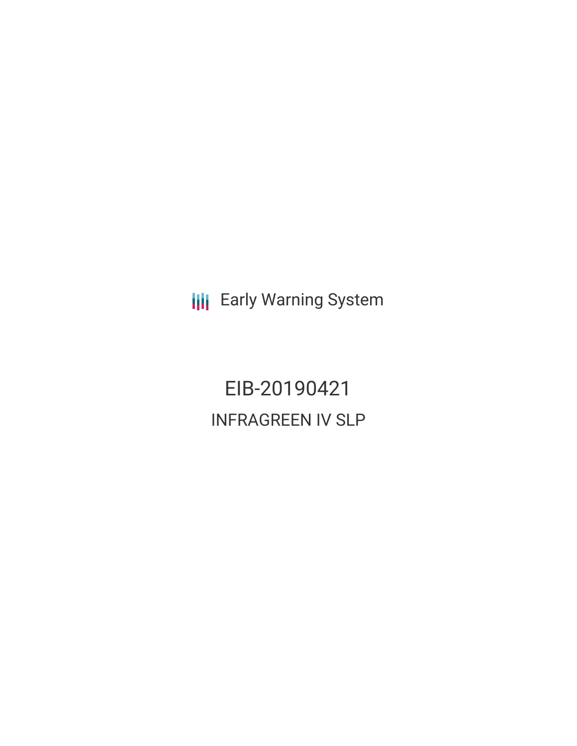Early Warning System

# EIB-20190421

## INFRAGREEN IV SLP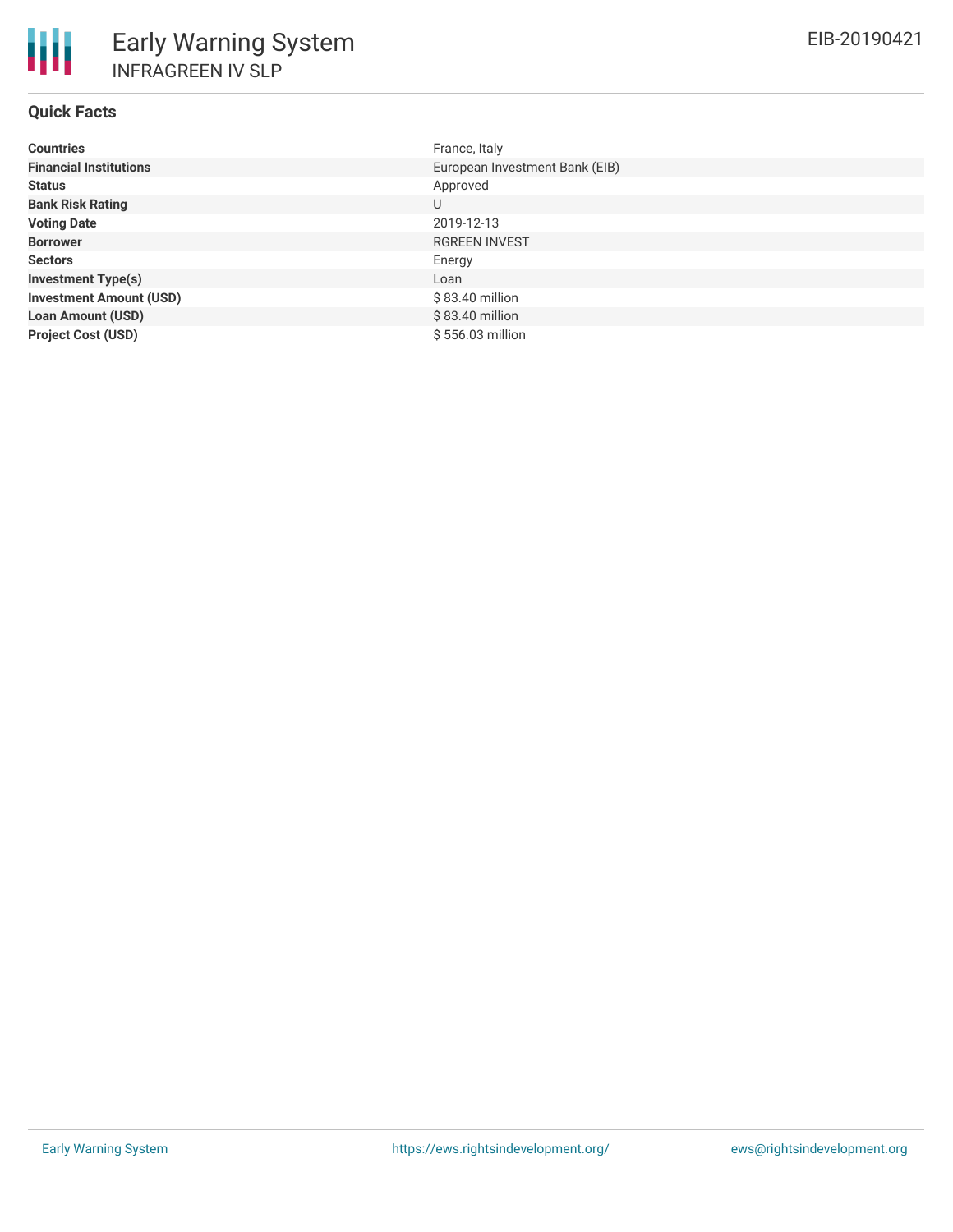# Early Warning System

INFRAGREEN IV SLP

EIB-20190421

## Quick Facts

| | |
|---|---|
| **Countries** | France, Italy |
| **Financial Institutions** | European Investment Bank (EIB) |
| **Status** | Approved |
| **Bank Risk Rating** | U |
| **Voting Date** | 2019-12-13 |
| **Borrower** | RGREEN INVEST |
| **Sectors** | Energy |
| **Investment Type(s)** | Loan |
| **Investment Amount (USD)** | $ 83.40 million |
| **Loan Amount (USD)** | $ 83.40 million |
| **Project Cost (USD)** | $ 556.03 million |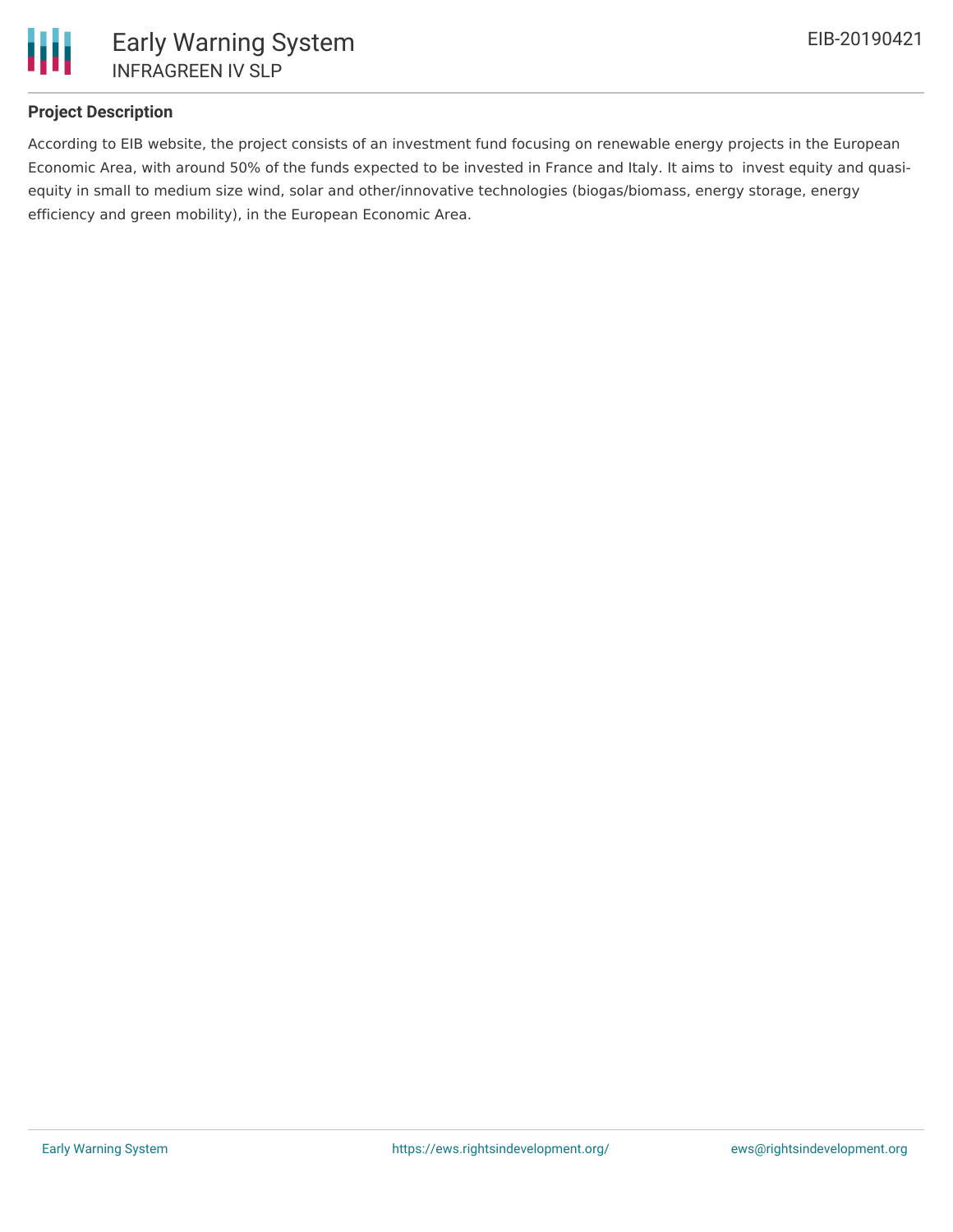### Project Description

According to EIB website, the project consists of an investment fund focusing on renewable energy projects in the European Economic Area, with around 50% of the funds expected to be invested in France and Italy. It aims to invest equity and quasi-equity in small to medium size wind, solar and other/innovative technologies (biogas/biomass, energy storage, energy efficiency and green mobility), in the European Economic Area.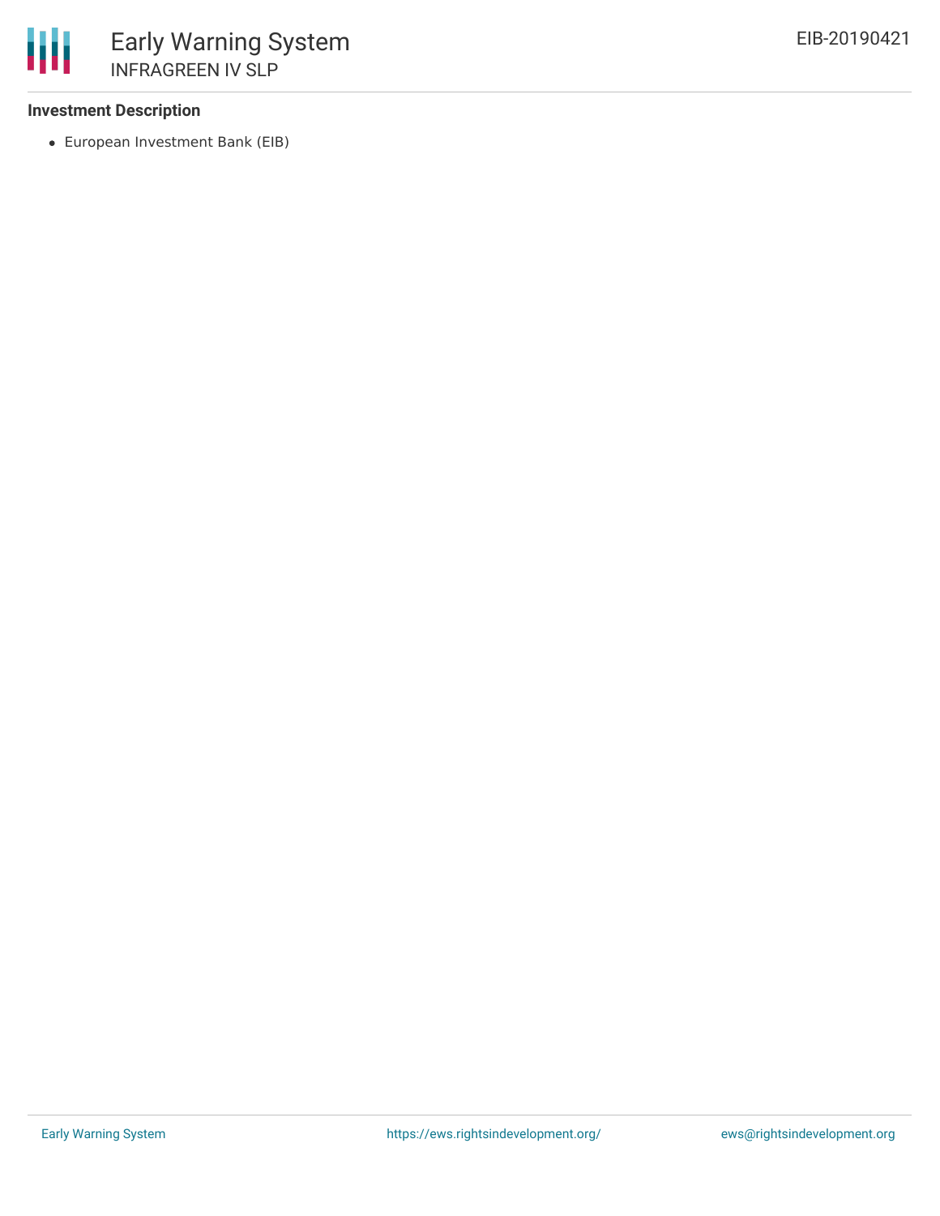### Investment Description

- European Investment Bank (EIB)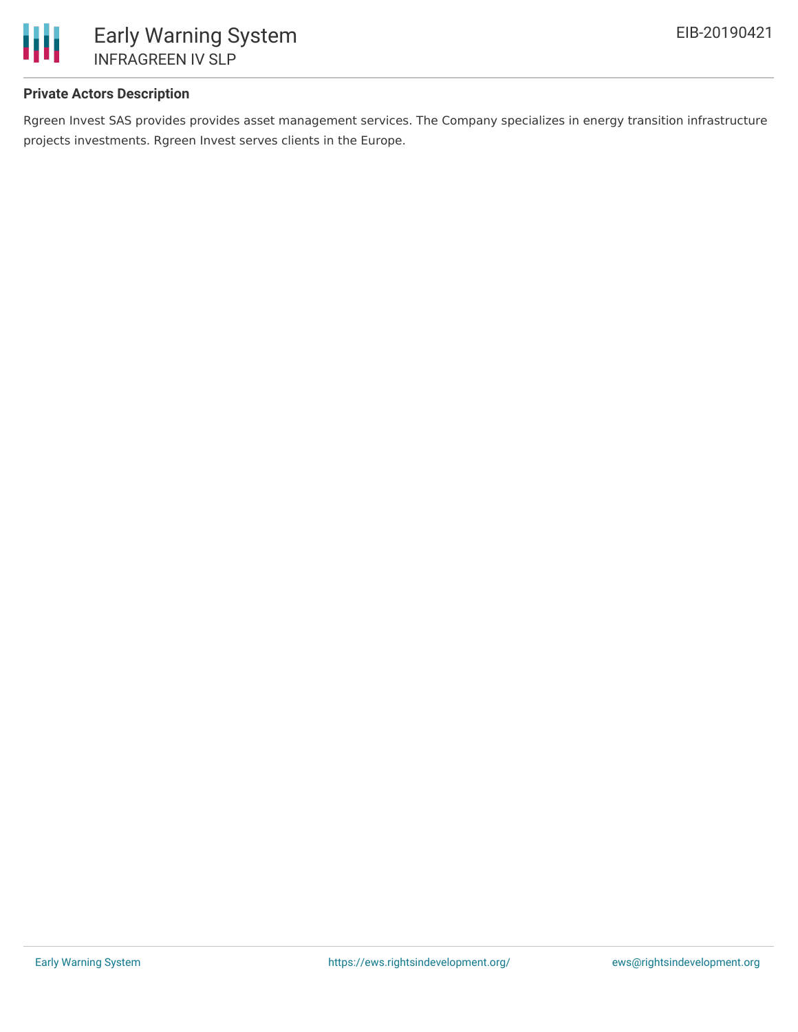**Private Actors Description**

Rgreen Invest SAS provides provides asset management services. The Company specializes in energy transition infrastructure projects investments. Rgreen Invest serves clients in the Europe.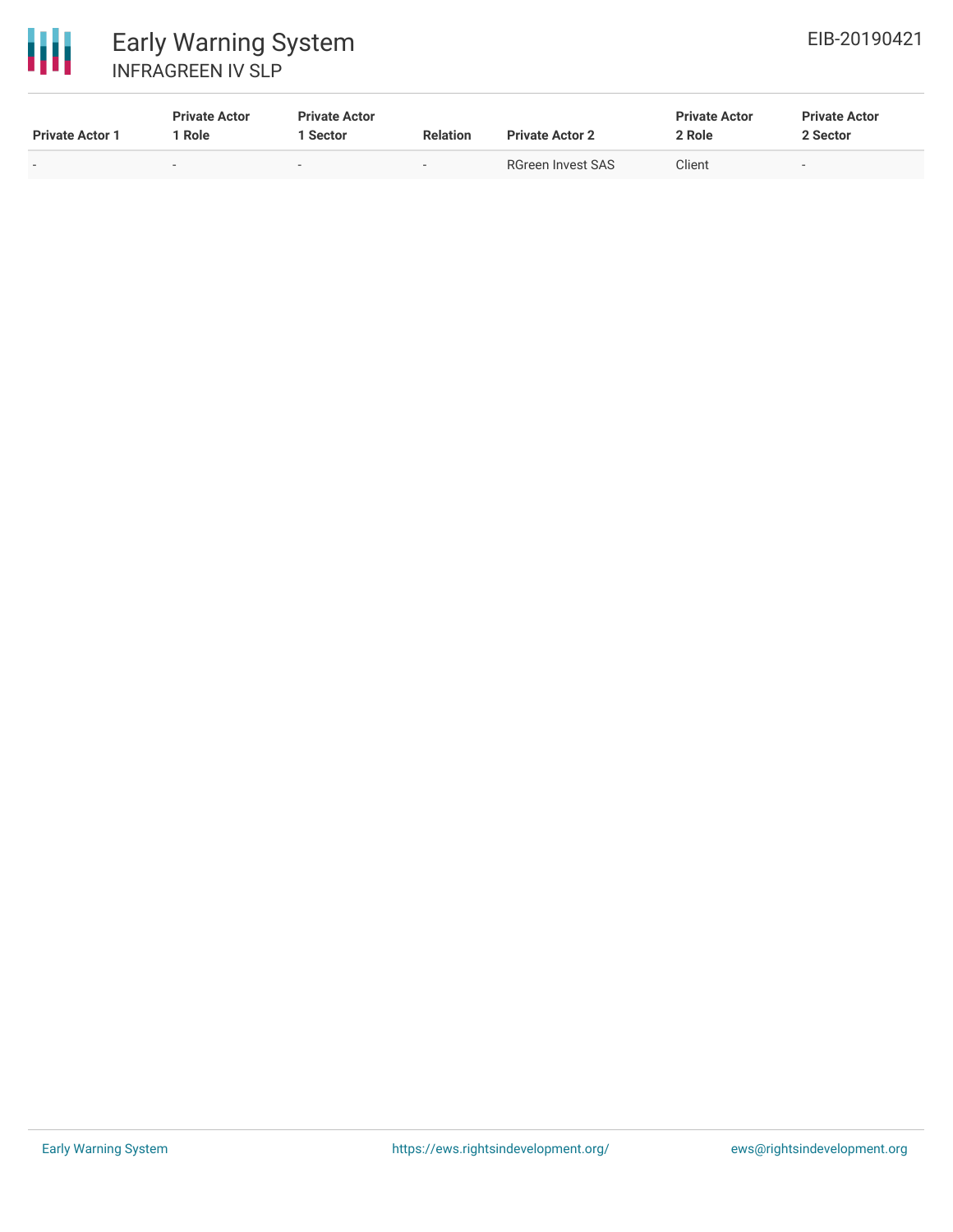| Private Actor 1 | Private Actor 1 Role | Private Actor 1 Sector | Relation | Private Actor 2 | Private Actor 2 Role | Private Actor 2 Sector |
| --- | --- | --- | --- | --- | --- | --- |
| - | - | - | - | RGreen Invest SAS | Client | - |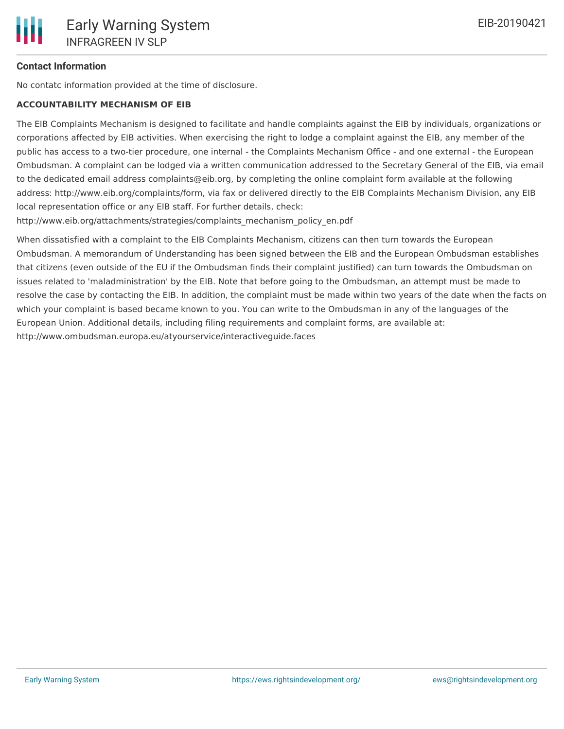#### Contact Information

No contatc information provided at the time of disclosure.

#### ACCOUNTABILITY MECHANISM OF EIB

The EIB Complaints Mechanism is designed to facilitate and handle complaints against the EIB by individuals, organizations or corporations affected by EIB activities. When exercising the right to lodge a complaint against the EIB, any member of the public has access to a two-tier procedure, one internal - the Complaints Mechanism Office - and one external - the European Ombudsman. A complaint can be lodged via a written communication addressed to the Secretary General of the EIB, via email to the dedicated email address complaints@eib.org, by completing the online complaint form available at the following address: http://www.eib.org/complaints/form, via fax or delivered directly to the EIB Complaints Mechanism Division, any EIB local representation office or any EIB staff. For further details, check: http://www.eib.org/attachments/strategies/complaints_mechanism_policy_en.pdf

When dissatisfied with a complaint to the EIB Complaints Mechanism, citizens can then turn towards the European Ombudsman. A memorandum of Understanding has been signed between the EIB and the European Ombudsman establishes that citizens (even outside of the EU if the Ombudsman finds their complaint justified) can turn towards the Ombudsman on issues related to 'maladministration' by the EIB. Note that before going to the Ombudsman, an attempt must be made to resolve the case by contacting the EIB. In addition, the complaint must be made within two years of the date when the facts on which your complaint is based became known to you. You can write to the Ombudsman in any of the languages of the European Union. Additional details, including filing requirements and complaint forms, are available at: http://www.ombudsman.europa.eu/atyourservice/interactiveguide.faces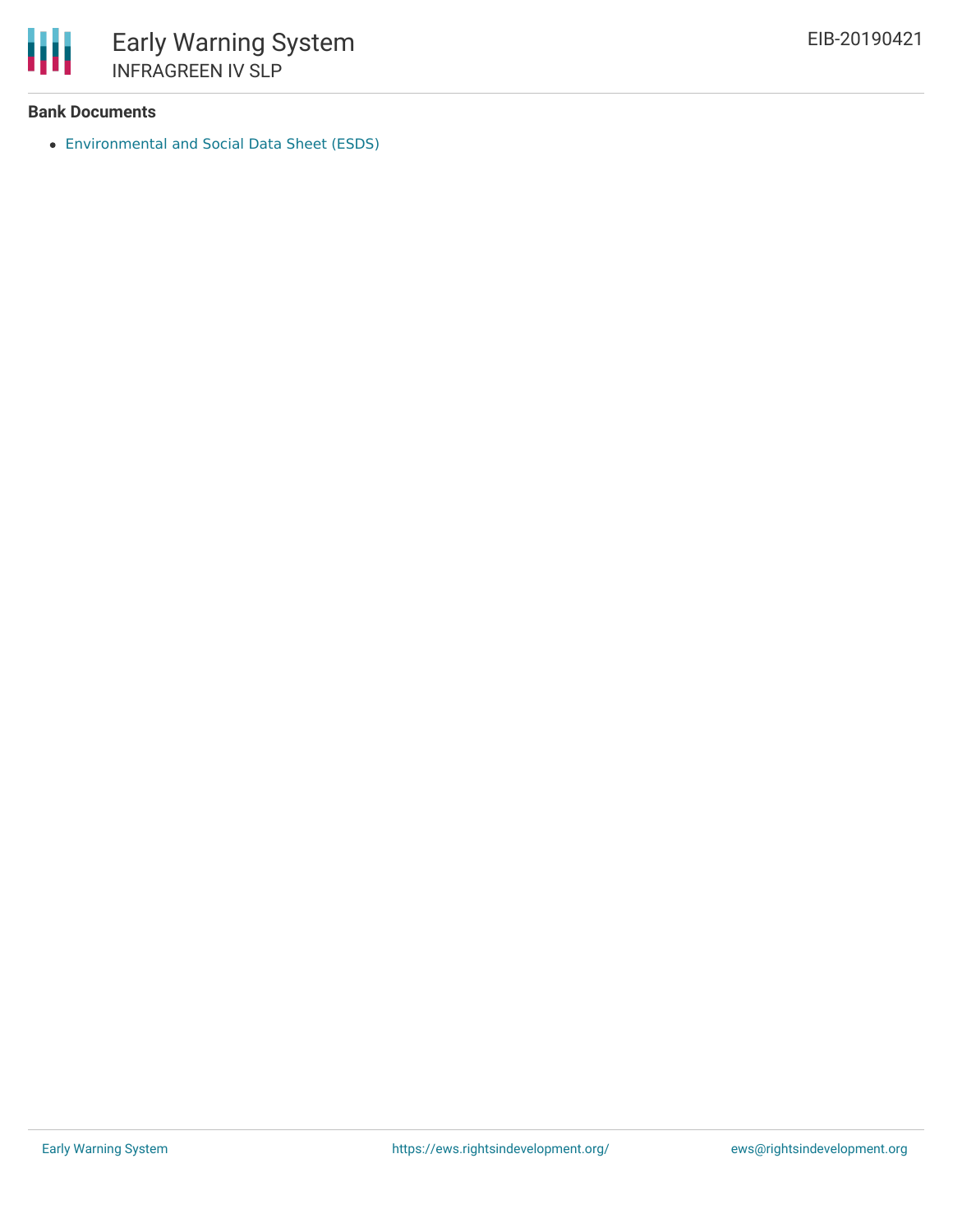**Bank Documents**

- Environmental and Social Data Sheet (ESDS)